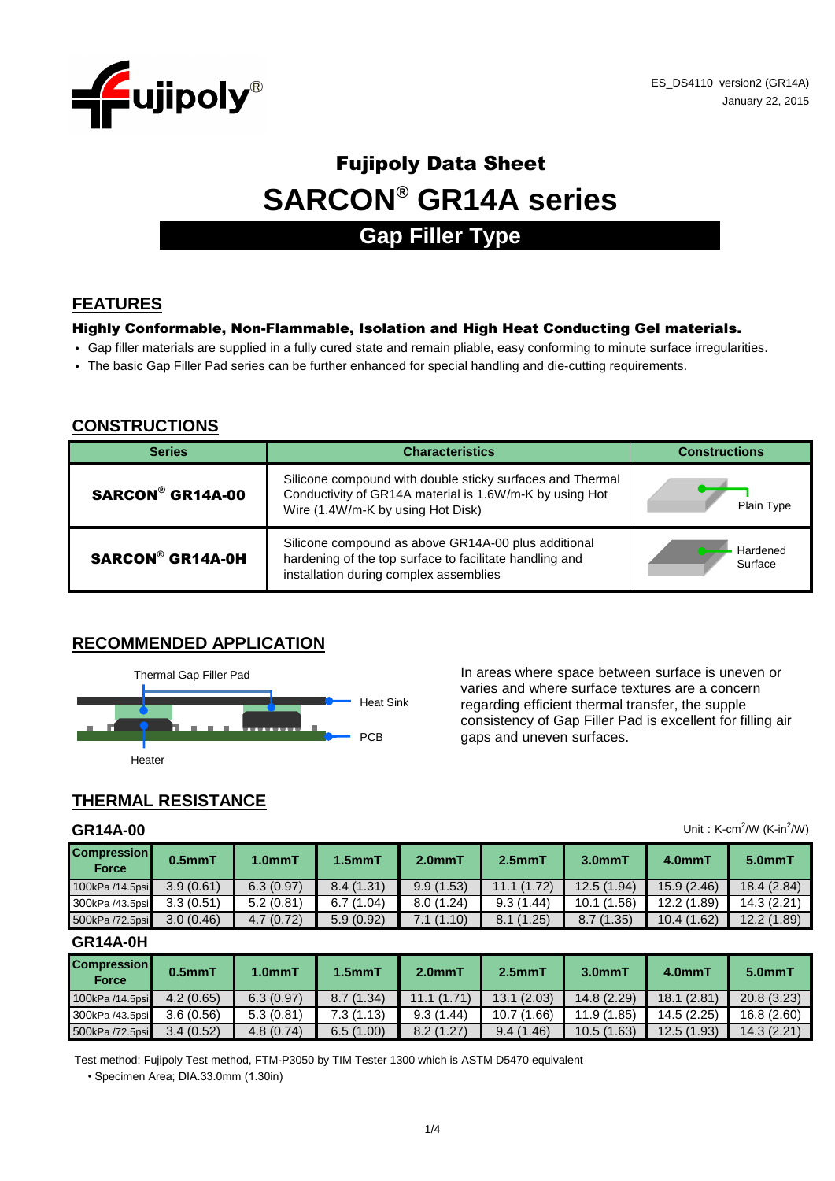ES_DS4110 version2 (GR14A)
January 22, 2015

# Fujipoly Data Sheet

# SARCON® GR14A series

## Gap Filler Type

## FEATURES

### Highly Conformable, Non-Flammable, Isolation and High Heat Conducting Gel materials.

- Gap filler materials are supplied in a fully cured state and remain pliable, easy conforming to minute surface irregularities.
- The basic Gap Filler Pad series can be further enhanced for special handling and die-cutting requirements.

## CONSTRUCTIONS

| Series | Characteristics | Constructions |
|---|---|---|
| **SARCON® GR14A-00** | Silicone compound with double sticky surfaces and Thermal Conductivity of GR14A material is 1.6W/m-K by using Hot Wire (1.4W/m-K by using Hot Disk) | Plain Type |
| **SARCON® GR14A-0H** | Silicone compound as above GR14A-00 plus additional hardening of the top surface to facilitate handling and installation during complex assemblies | Hardened Surface |

## RECOMMENDED APPLICATION

Thermal Gap Filler Pad

Heat Sink

PCB

Heater

In areas where space between surface is uneven or varies and where surface textures are a concern regarding efficient thermal transfer, the supple consistency of Gap Filler Pad is excellent for filling air gaps and uneven surfaces.

## THERMAL RESISTANCE

### GR14A-00

Unit : K-cm$^2$/W (K-in$^2$/W)

| Compression Force | 0.5mmT | 1.0mmT | 1.5mmT | 2.0mmT | 2.5mmT | 3.0mmT | 4.0mmT | 5.0mmT |
|---|---|---|---|---|---|---|---|---|
| 100kPa /14.5psi | 3.9 (0.61) | 6.3 (0.97) | 8.4 (1.31) | 9.9 (1.53) | 11.1 (1.72) | 12.5 (1.94) | 15.9 (2.46) | 18.4 (2.84) |
| 300kPa /43.5psi | 3.3 (0.51) | 5.2 (0.81) | 6.7 (1.04) | 8.0 (1.24) | 9.3 (1.44) | 10.1 (1.56) | 12.2 (1.89) | 14.3 (2.21) |
| 500kPa /72.5psi | 3.0 (0.46) | 4.7 (0.72) | 5.9 (0.92) | 7.1 (1.10) | 8.1 (1.25) | 8.7 (1.35) | 10.4 (1.62) | 12.2 (1.89) |

### GR14A-0H

| Compression Force | 0.5mmT | 1.0mmT | 1.5mmT | 2.0mmT | 2.5mmT | 3.0mmT | 4.0mmT | 5.0mmT |
|---|---|---|---|---|---|---|---|---|
| 100kPa /14.5psi | 4.2 (0.65) | 6.3 (0.97) | 8.7 (1.34) | 11.1 (1.71) | 13.1 (2.03) | 14.8 (2.29) | 18.1 (2.81) | 20.8 (3.23) |
| 300kPa /43.5psi | 3.6 (0.56) | 5.3 (0.81) | 7.3 (1.13) | 9.3 (1.44) | 10.7 (1.66) | 11.9 (1.85) | 14.5 (2.25) | 16.8 (2.60) |
| 500kPa /72.5psi | 3.4 (0.52) | 4.8 (0.74) | 6.5 (1.00) | 8.2 (1.27) | 9.4 (1.46) | 10.5 (1.63) | 12.5 (1.93) | 14.3 (2.21) |

Test method: Fujipoly Test method, FTM-P3050 by TIM Tester 1300 which is ASTM D5470 equivalent

- Specimen Area; DIA.33.0mm (1.30in)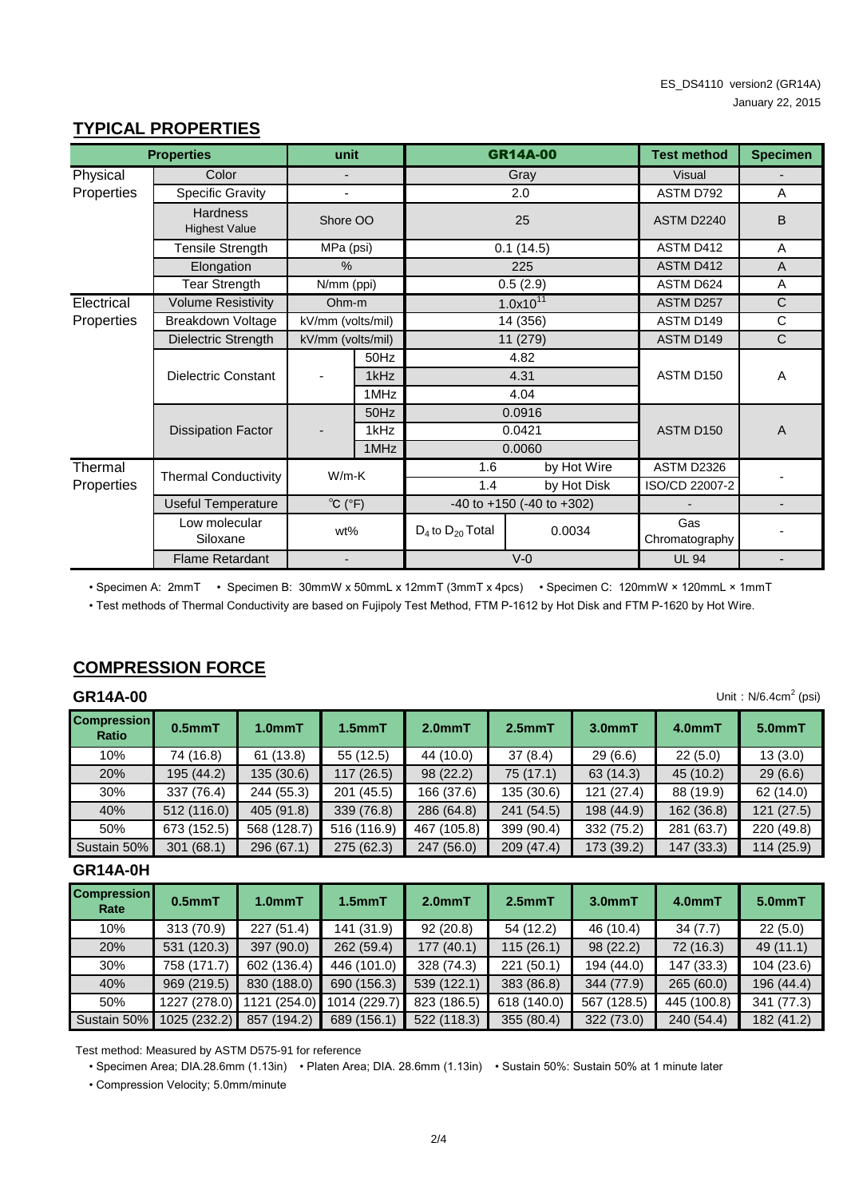## TYPICAL PROPERTIES

| Properties | | unit | | GR14A-00 | | Test method | Specimen |
|---|---|---|---|---|---|---|---|
| Physical Properties | Color | - | | Gray | | Visual | - |
| | Specific Gravity | - | | 2.0 | | ASTM D792 | A |
| | Hardness Highest Value | Shore OO | | 25 | | ASTM D2240 | B |
| | Tensile Strength | MPa (psi) | | 0.1 (14.5) | | ASTM D412 | A |
| | Elongation | % | | 225 | | ASTM D412 | A |
| | Tear Strength | N/mm (ppi) | | 0.5 (2.9) | | ASTM D624 | A |
| Electrical Properties | Volume Resistivity | Ohm-m | | $1.0x10^{11}$ | | ASTM D257 | C |
| | Breakdown Voltage | kV/mm (volts/mil) | | 14 (356) | | ASTM D149 | C |
| | Dielectric Strength | kV/mm (volts/mil) | | 11 (279) | | ASTM D149 | C |
| | Dielectric Constant | - | 50Hz | 4.82 | | ASTM D150 | A |
| | | | 1kHz | 4.31 | | | |
| | | | 1MHz | 4.04 | | | |
| | Dissipation Factor | - | 50Hz | 0.0916 | | ASTM D150 | A |
| | | | 1kHz | 0.0421 | | | |
| | | | 1MHz | 0.0060 | | | |
| Thermal Properties | Thermal Conductivity | W/m-K | | 1.6 | by Hot Wire | ASTM D2326 | - |
| | | | | 1.4 | by Hot Disk | ISO/CD 22007-2 | |
| | Useful Temperature | ℃ (°F) | | -40 to +150 (-40 to +302) | | - | - |
| | Low molecular Siloxane | wt% | | $D_4$ to $D_{20}$ Total | 0.0034 | Gas Chromatography | - |
| | Flame Retardant | - | | V-0 | | UL 94 | - |

• Specimen A: 2mmT • Specimen B: 30mmW x 50mmL x 12mmT (3mmT x 4pcs) • Specimen C: 120mmW × 120mmL × 1mmT

• Test methods of Thermal Conductivity are based on Fujipoly Test Method, FTM P-1612 by Hot Disk and FTM P-1620 by Hot Wire.

## COMPRESSION FORCE

### GR14A-00

Unit：N/6.4cm$^2$ (psi)

| Compression Ratio | 0.5mmT | 1.0mmT | 1.5mmT | 2.0mmT | 2.5mmT | 3.0mmT | 4.0mmT | 5.0mmT |
|---|---|---|---|---|---|---|---|---|
| 10% | 74 (16.8) | 61 (13.8) | 55 (12.5) | 44 (10.0) | 37 (8.4) | 29 (6.6) | 22 (5.0) | 13 (3.0) |
| 20% | 195 (44.2) | 135 (30.6) | 117 (26.5) | 98 (22.2) | 75 (17.1) | 63 (14.3) | 45 (10.2) | 29 (6.6) |
| 30% | 337 (76.4) | 244 (55.3) | 201 (45.5) | 166 (37.6) | 135 (30.6) | 121 (27.4) | 88 (19.9) | 62 (14.0) |
| 40% | 512 (116.0) | 405 (91.8) | 339 (76.8) | 286 (64.8) | 241 (54.5) | 198 (44.9) | 162 (36.8) | 121 (27.5) |
| 50% | 673 (152.5) | 568 (128.7) | 516 (116.9) | 467 (105.8) | 399 (90.4) | 332 (75.2) | 281 (63.7) | 220 (49.8) |
| Sustain 50% | 301 (68.1) | 296 (67.1) | 275 (62.3) | 247 (56.0) | 209 (47.4) | 173 (39.2) | 147 (33.3) | 114 (25.9) |

### GR14A-0H

| Compression Rate | 0.5mmT | 1.0mmT | 1.5mmT | 2.0mmT | 2.5mmT | 3.0mmT | 4.0mmT | 5.0mmT |
|---|---|---|---|---|---|---|---|---|
| 10% | 313 (70.9) | 227 (51.4) | 141 (31.9) | 92 (20.8) | 54 (12.2) | 46 (10.4) | 34 (7.7) | 22 (5.0) |
| 20% | 531 (120.3) | 397 (90.0) | 262 (59.4) | 177 (40.1) | 115 (26.1) | 98 (22.2) | 72 (16.3) | 49 (11.1) |
| 30% | 758 (171.7) | 602 (136.4) | 446 (101.0) | 328 (74.3) | 221 (50.1) | 194 (44.0) | 147 (33.3) | 104 (23.6) |
| 40% | 969 (219.5) | 830 (188.0) | 690 (156.3) | 539 (122.1) | 383 (86.8) | 344 (77.9) | 265 (60.0) | 196 (44.4) |
| 50% | 1227 (278.0) | 1121 (254.0) | 1014 (229.7) | 823 (186.5) | 618 (140.0) | 567 (128.5) | 445 (100.8) | 341 (77.3) |
| Sustain 50% | 1025 (232.2) | 857 (194.2) | 689 (156.1) | 522 (118.3) | 355 (80.4) | 322 (73.0) | 240 (54.4) | 182 (41.2) |

Test method: Measured by ASTM D575-91 for reference

• Specimen Area; DIA.28.6mm (1.13in) • Platen Area; DIA. 28.6mm (1.13in) • Sustain 50%: Sustain 50% at 1 minute later

• Compression Velocity; 5.0mm/minute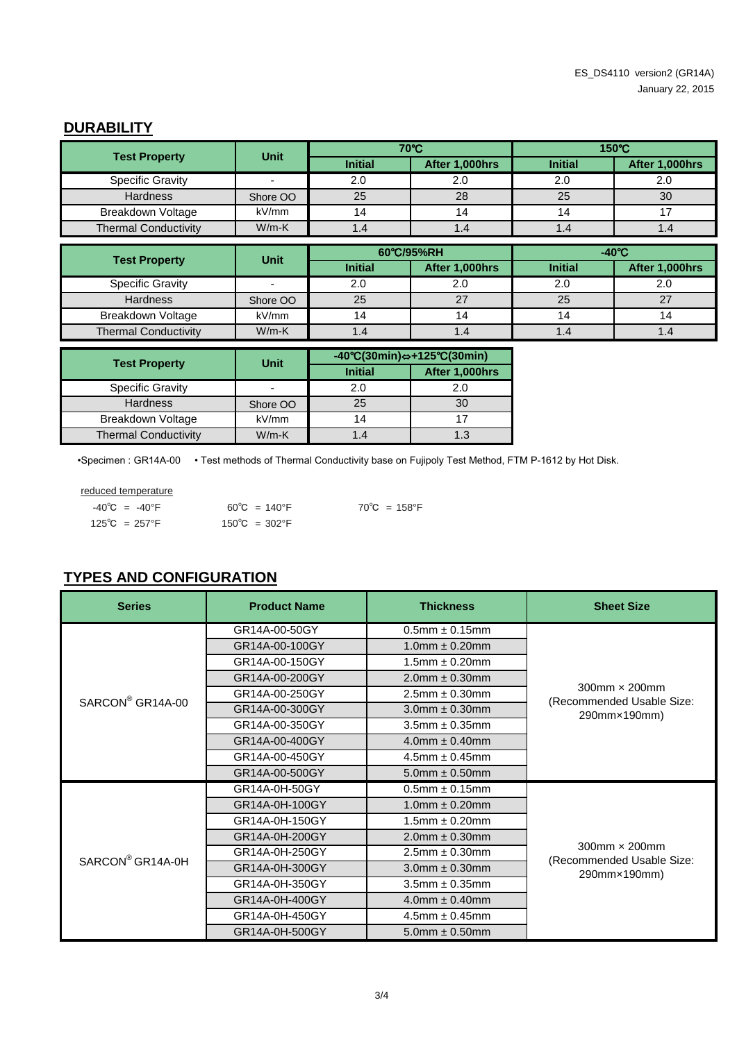ES_DS4110 version2 (GR14A)
January 22, 2015

## DURABILITY

| Test Property | Unit | 70℃ | | 150℃ | |
|---|---|---|---|---|---|
| | | Initial | After 1,000hrs | Initial | After 1,000hrs |
| Specific Gravity | - | 2.0 | 2.0 | 2.0 | 2.0 |
| Hardness | Shore OO | 25 | 28 | 25 | 30 |
| Breakdown Voltage | kV/mm | 14 | 14 | 14 | 17 |
| Thermal Conductivity | W/m-K | 1.4 | 1.4 | 1.4 | 1.4 |

| Test Property | Unit | 60℃/95%RH | | -40℃ | |
|---|---|---|---|---|---|
| | | Initial | After 1,000hrs | Initial | After 1,000hrs |
| Specific Gravity | - | 2.0 | 2.0 | 2.0 | 2.0 |
| Hardness | Shore OO | 25 | 27 | 25 | 27 |
| Breakdown Voltage | kV/mm | 14 | 14 | 14 | 14 |
| Thermal Conductivity | W/m-K | 1.4 | 1.4 | 1.4 | 1.4 |

| Test Property | Unit | -40℃(30min)⇔+125℃(30min) | |
|---|---|---|---|
| | | Initial | After 1,000hrs |
| Specific Gravity | - | 2.0 | 2.0 |
| Hardness | Shore OO | 25 | 30 |
| Breakdown Voltage | kV/mm | 14 | 17 |
| Thermal Conductivity | W/m-K | 1.4 | 1.3 |

•Specimen : GR14A-00 • Test methods of Thermal Conductivity base on Fujipoly Test Method, FTM P-1612 by Hot Disk.

reduced temperature

-40℃ = -40°F     60℃ = 140°F     70℃ = 158°F
125℃ = 257°F     150℃ = 302°F

## TYPES AND CONFIGURATION

| Series | Product Name | Thickness | Sheet Size |
|---|---|---|---|
| SARCON® GR14A-00 | GR14A-00-50GY | 0.5mm ± 0.15mm | 300mm × 200mm (Recommended Usable Size: 290mm×190mm) |
| | GR14A-00-100GY | 1.0mm ± 0.20mm | |
| | GR14A-00-150GY | 1.5mm ± 0.20mm | |
| | GR14A-00-200GY | 2.0mm ± 0.30mm | |
| | GR14A-00-250GY | 2.5mm ± 0.30mm | |
| | GR14A-00-300GY | 3.0mm ± 0.30mm | |
| | GR14A-00-350GY | 3.5mm ± 0.35mm | |
| | GR14A-00-400GY | 4.0mm ± 0.40mm | |
| | GR14A-00-450GY | 4.5mm ± 0.45mm | |
| | GR14A-00-500GY | 5.0mm ± 0.50mm | |
| SARCON® GR14A-0H | GR14A-0H-50GY | 0.5mm ± 0.15mm | 300mm × 200mm (Recommended Usable Size: 290mm×190mm) |
| | GR14A-0H-100GY | 1.0mm ± 0.20mm | |
| | GR14A-0H-150GY | 1.5mm ± 0.20mm | |
| | GR14A-0H-200GY | 2.0mm ± 0.30mm | |
| | GR14A-0H-250GY | 2.5mm ± 0.30mm | |
| | GR14A-0H-300GY | 3.0mm ± 0.30mm | |
| | GR14A-0H-350GY | 3.5mm ± 0.35mm | |
| | GR14A-0H-400GY | 4.0mm ± 0.40mm | |
| | GR14A-0H-450GY | 4.5mm ± 0.45mm | |
| | GR14A-0H-500GY | 5.0mm ± 0.50mm | |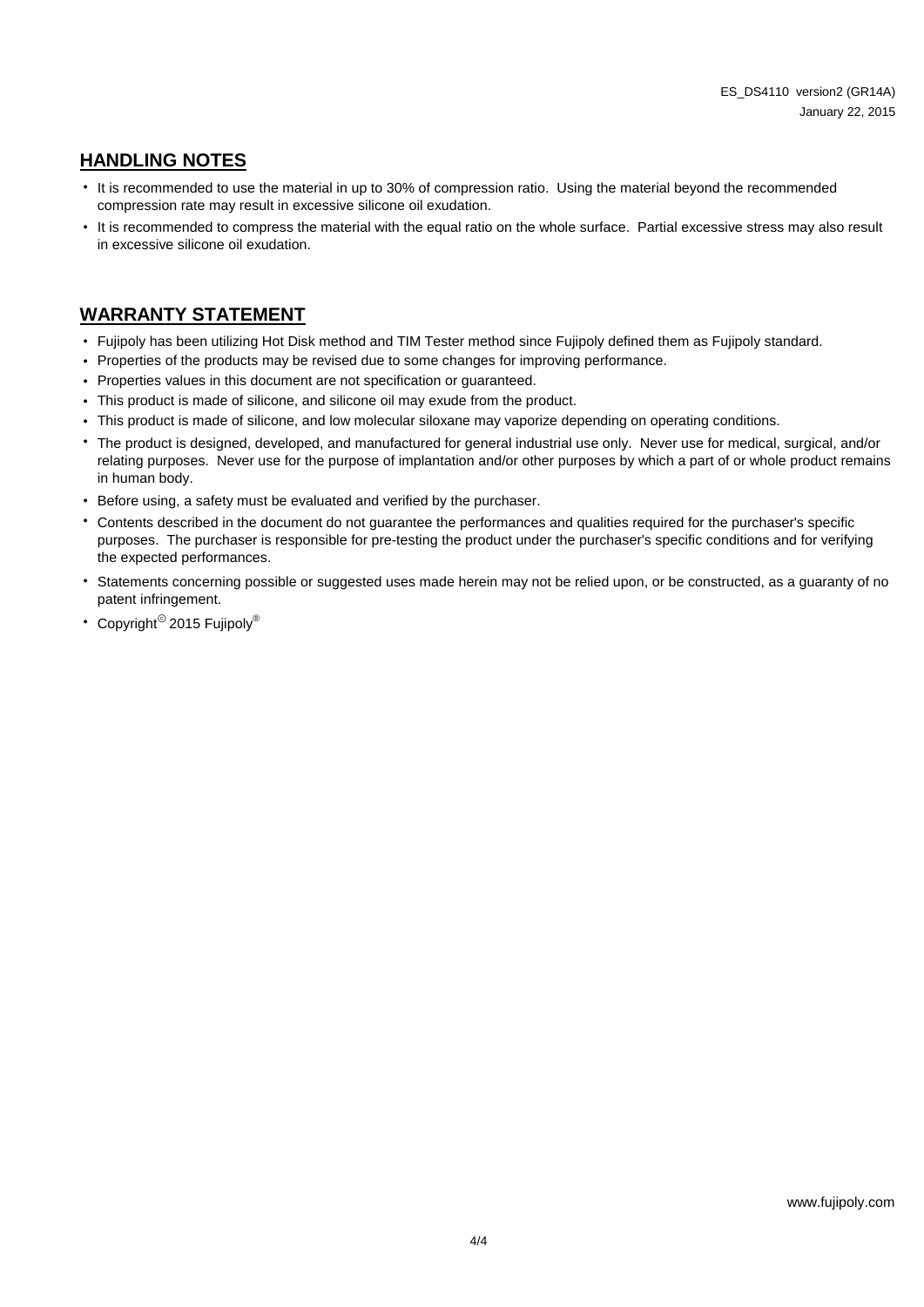## HANDLING NOTES

- It is recommended to use the material in up to 30% of compression ratio. Using the material beyond the recommended compression rate may result in excessive silicone oil exudation.
- It is recommended to compress the material with the equal ratio on the whole surface. Partial excessive stress may also result in excessive silicone oil exudation.

## WARRANTY STATEMENT

- Fujipoly has been utilizing Hot Disk method and TIM Tester method since Fujipoly defined them as Fujipoly standard.
- Properties of the products may be revised due to some changes for improving performance.
- Properties values in this document are not specification or guaranteed.
- This product is made of silicone, and silicone oil may exude from the product.
- This product is made of silicone, and low molecular siloxane may vaporize depending on operating conditions.
- The product is designed, developed, and manufactured for general industrial use only. Never use for medical, surgical, and/or relating purposes. Never use for the purpose of implantation and/or other purposes by which a part of or whole product remains in human body.
- Before using, a safety must be evaluated and verified by the purchaser.
- Contents described in the document do not guarantee the performances and qualities required for the purchaser's specific purposes. The purchaser is responsible for pre-testing the product under the purchaser's specific conditions and for verifying the expected performances.
- Statements concerning possible or suggested uses made herein may not be relied upon, or be constructed, as a guaranty of no patent infringement.
- Copyright© 2015 Fujipoly®